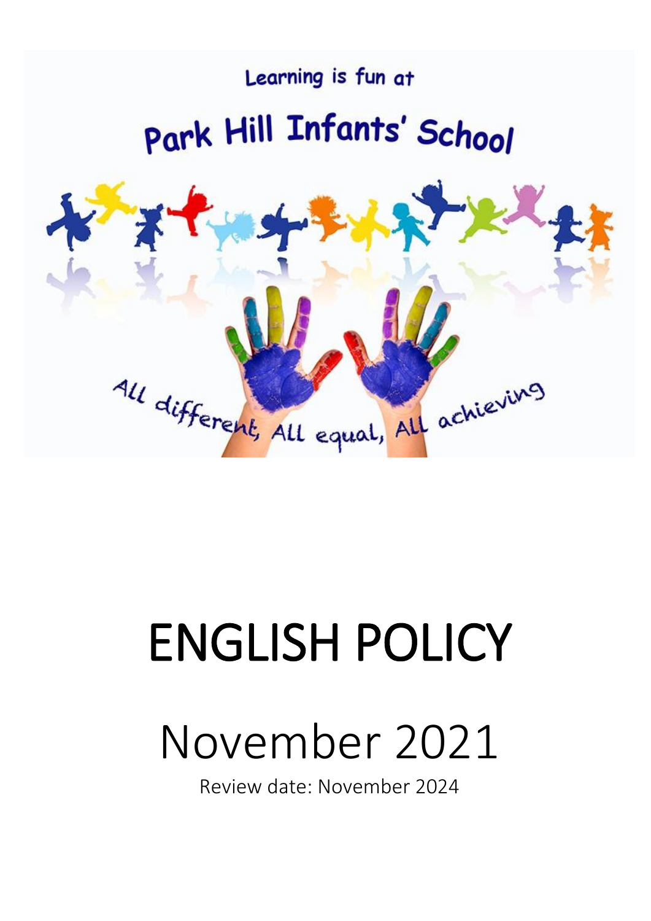Learning is fun at

Park Hill Infants' School

All different, All equal, All achieving

# ENGLISH POLICY

## November 2021

Review date: November 2024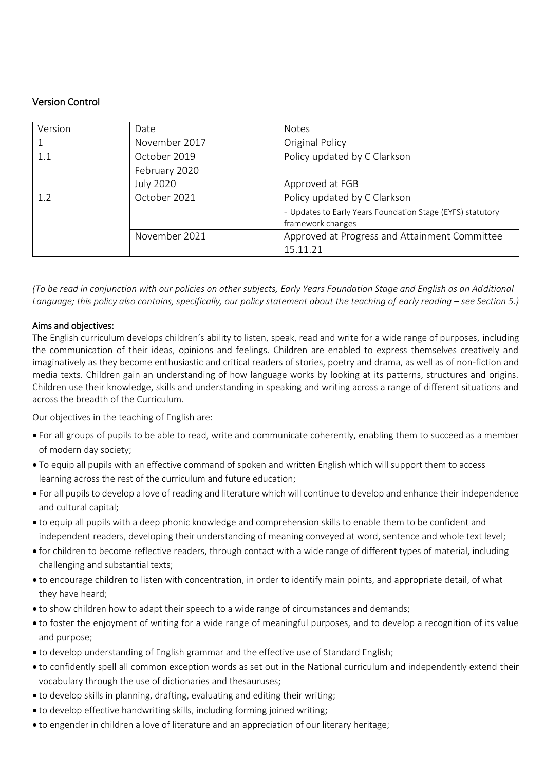## Version Control

| Version | Date | Notes |
|---|---|---|
| 1 | November 2017 | Original Policy |
| 1.1 | October 2019<br>February 2020 | Policy updated by C Clarkson |
| | July 2020 | Approved at FGB |
| 1.2 | October 2021 | Policy updated by C Clarkson<br>- Updates to Early Years Foundation Stage (EYFS) statutory framework changes |
| | November 2021 | Approved at Progress and Attainment Committee 15.11.21 |

*(To be read in conjunction with our policies on other subjects, Early Years Foundation Stage and English as an Additional Language; this policy also contains, specifically, our policy statement about the teaching of early reading – see Section 5.)*

### Aims and objectives:

The English curriculum develops children's ability to listen, speak, read and write for a wide range of purposes, including the communication of their ideas, opinions and feelings. Children are enabled to express themselves creatively and imaginatively as they become enthusiastic and critical readers of stories, poetry and drama, as well as of non-fiction and media texts. Children gain an understanding of how language works by looking at its patterns, structures and origins. Children use their knowledge, skills and understanding in speaking and writing across a range of different situations and across the breadth of the Curriculum.

Our objectives in the teaching of English are:

- For all groups of pupils to be able to read, write and communicate coherently, enabling them to succeed as a member of modern day society;
- To equip all pupils with an effective command of spoken and written English which will support them to access learning across the rest of the curriculum and future education;
- For all pupils to develop a love of reading and literature which will continue to develop and enhance their independence and cultural capital;
- to equip all pupils with a deep phonic knowledge and comprehension skills to enable them to be confident and independent readers, developing their understanding of meaning conveyed at word, sentence and whole text level;
- for children to become reflective readers, through contact with a wide range of different types of material, including challenging and substantial texts;
- to encourage children to listen with concentration, in order to identify main points, and appropriate detail, of what they have heard;
- to show children how to adapt their speech to a wide range of circumstances and demands;
- to foster the enjoyment of writing for a wide range of meaningful purposes, and to develop a recognition of its value and purpose;
- to develop understanding of English grammar and the effective use of Standard English;
- to confidently spell all common exception words as set out in the National curriculum and independently extend their vocabulary through the use of dictionaries and thesauruses;
- to develop skills in planning, drafting, evaluating and editing their writing;
- to develop effective handwriting skills, including forming joined writing;
- to engender in children a love of literature and an appreciation of our literary heritage;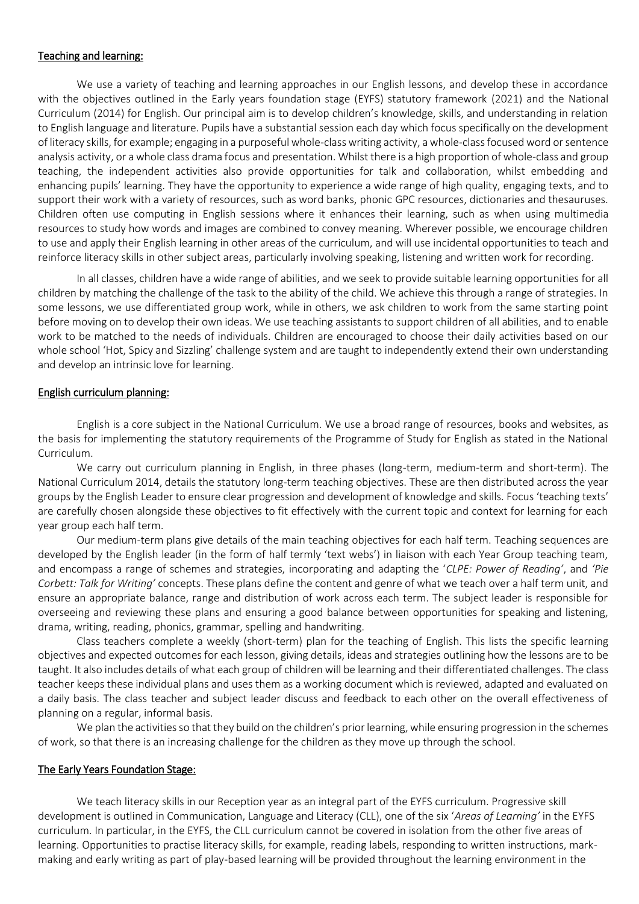## Teaching and learning:

We use a variety of teaching and learning approaches in our English lessons, and develop these in accordance with the objectives outlined in the Early years foundation stage (EYFS) statutory framework (2021) and the National Curriculum (2014) for English. Our principal aim is to develop children's knowledge, skills, and understanding in relation to English language and literature. Pupils have a substantial session each day which focus specifically on the development of literacy skills, for example; engaging in a purposeful whole-class writing activity, a whole-class focused word or sentence analysis activity, or a whole class drama focus and presentation. Whilst there is a high proportion of whole-class and group teaching, the independent activities also provide opportunities for talk and collaboration, whilst embedding and enhancing pupils' learning. They have the opportunity to experience a wide range of high quality, engaging texts, and to support their work with a variety of resources, such as word banks, phonic GPC resources, dictionaries and thesauruses. Children often use computing in English sessions where it enhances their learning, such as when using multimedia resources to study how words and images are combined to convey meaning. Wherever possible, we encourage children to use and apply their English learning in other areas of the curriculum, and will use incidental opportunities to teach and reinforce literacy skills in other subject areas, particularly involving speaking, listening and written work for recording.

In all classes, children have a wide range of abilities, and we seek to provide suitable learning opportunities for all children by matching the challenge of the task to the ability of the child. We achieve this through a range of strategies. In some lessons, we use differentiated group work, while in others, we ask children to work from the same starting point before moving on to develop their own ideas. We use teaching assistants to support children of all abilities, and to enable work to be matched to the needs of individuals. Children are encouraged to choose their daily activities based on our whole school 'Hot, Spicy and Sizzling' challenge system and are taught to independently extend their own understanding and develop an intrinsic love for learning.

## English curriculum planning:

English is a core subject in the National Curriculum. We use a broad range of resources, books and websites, as the basis for implementing the statutory requirements of the Programme of Study for English as stated in the National Curriculum.

We carry out curriculum planning in English, in three phases (long-term, medium-term and short-term). The National Curriculum 2014, details the statutory long-term teaching objectives. These are then distributed across the year groups by the English Leader to ensure clear progression and development of knowledge and skills. Focus 'teaching texts' are carefully chosen alongside these objectives to fit effectively with the current topic and context for learning for each year group each half term.

Our medium-term plans give details of the main teaching objectives for each half term. Teaching sequences are developed by the English leader (in the form of half termly 'text webs') in liaison with each Year Group teaching team, and encompass a range of schemes and strategies, incorporating and adapting the '*CLPE: Power of Reading*', and *'Pie Corbett: Talk for Writing'* concepts. These plans define the content and genre of what we teach over a half term unit, and ensure an appropriate balance, range and distribution of work across each term. The subject leader is responsible for overseeing and reviewing these plans and ensuring a good balance between opportunities for speaking and listening, drama, writing, reading, phonics, grammar, spelling and handwriting.

Class teachers complete a weekly (short-term) plan for the teaching of English. This lists the specific learning objectives and expected outcomes for each lesson, giving details, ideas and strategies outlining how the lessons are to be taught. It also includes details of what each group of children will be learning and their differentiated challenges. The class teacher keeps these individual plans and uses them as a working document which is reviewed, adapted and evaluated on a daily basis. The class teacher and subject leader discuss and feedback to each other on the overall effectiveness of planning on a regular, informal basis.

We plan the activities so that they build on the children's prior learning, while ensuring progression in the schemes of work, so that there is an increasing challenge for the children as they move up through the school.

## The Early Years Foundation Stage:

We teach literacy skills in our Reception year as an integral part of the EYFS curriculum. Progressive skill development is outlined in Communication, Language and Literacy (CLL), one of the six '*Areas of Learning'* in the EYFS curriculum. In particular, in the EYFS, the CLL curriculum cannot be covered in isolation from the other five areas of learning. Opportunities to practise literacy skills, for example, reading labels, responding to written instructions, mark-making and early writing as part of play-based learning will be provided throughout the learning environment in the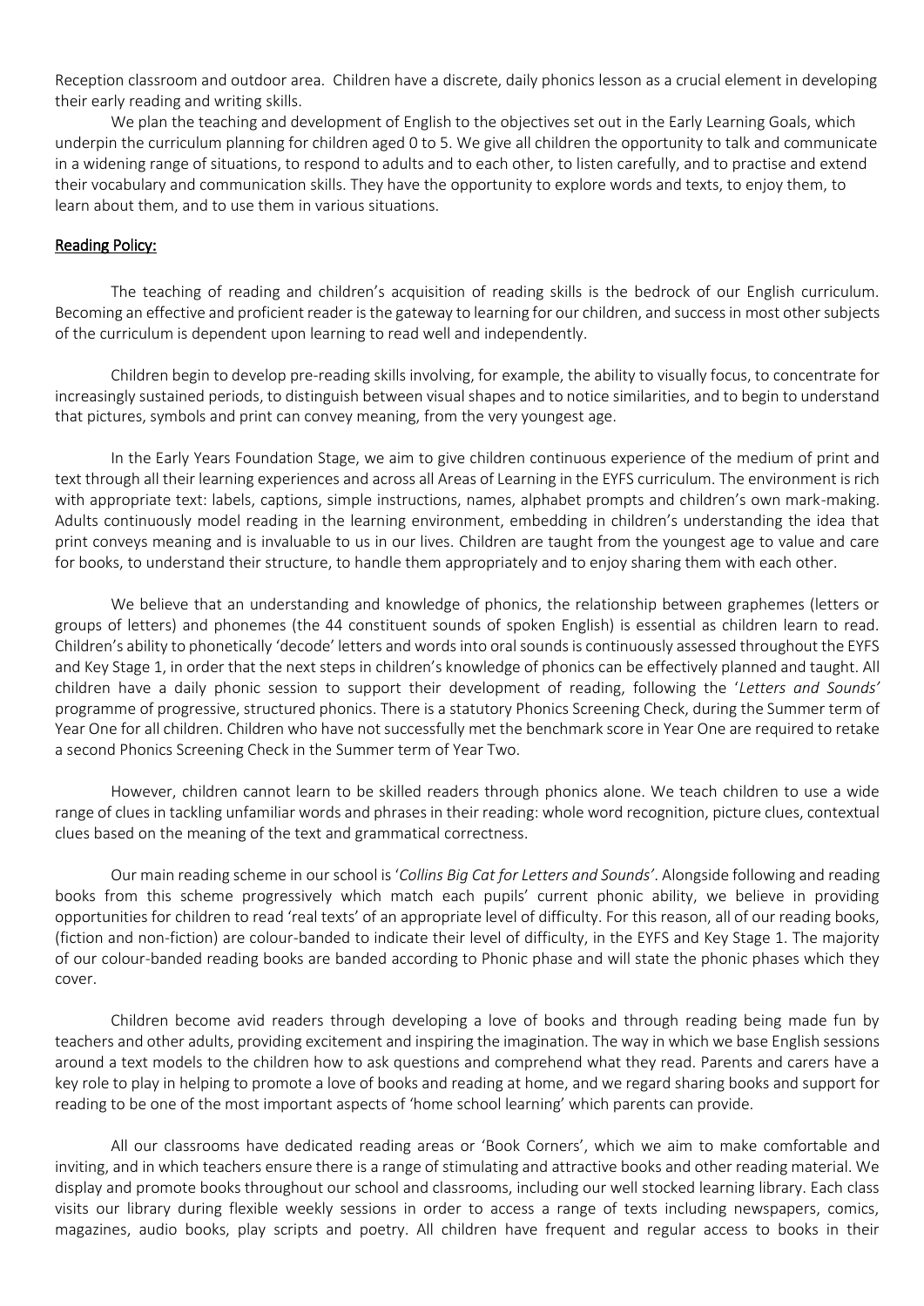Reception classroom and outdoor area. Children have a discrete, daily phonics lesson as a crucial element in developing their early reading and writing skills.

We plan the teaching and development of English to the objectives set out in the Early Learning Goals, which underpin the curriculum planning for children aged 0 to 5. We give all children the opportunity to talk and communicate in a widening range of situations, to respond to adults and to each other, to listen carefully, and to practise and extend their vocabulary and communication skills. They have the opportunity to explore words and texts, to enjoy them, to learn about them, and to use them in various situations.

## Reading Policy:

The teaching of reading and children's acquisition of reading skills is the bedrock of our English curriculum. Becoming an effective and proficient reader is the gateway to learning for our children, and success in most other subjects of the curriculum is dependent upon learning to read well and independently.

Children begin to develop pre-reading skills involving, for example, the ability to visually focus, to concentrate for increasingly sustained periods, to distinguish between visual shapes and to notice similarities, and to begin to understand that pictures, symbols and print can convey meaning, from the very youngest age.

In the Early Years Foundation Stage, we aim to give children continuous experience of the medium of print and text through all their learning experiences and across all Areas of Learning in the EYFS curriculum. The environment is rich with appropriate text: labels, captions, simple instructions, names, alphabet prompts and children's own mark-making. Adults continuously model reading in the learning environment, embedding in children's understanding the idea that print conveys meaning and is invaluable to us in our lives. Children are taught from the youngest age to value and care for books, to understand their structure, to handle them appropriately and to enjoy sharing them with each other.

We believe that an understanding and knowledge of phonics, the relationship between graphemes (letters or groups of letters) and phonemes (the 44 constituent sounds of spoken English) is essential as children learn to read. Children's ability to phonetically 'decode' letters and words into oral sounds is continuously assessed throughout the EYFS and Key Stage 1, in order that the next steps in children's knowledge of phonics can be effectively planned and taught. All children have a daily phonic session to support their development of reading, following the '*Letters and Sounds'* programme of progressive, structured phonics. There is a statutory Phonics Screening Check, during the Summer term of Year One for all children. Children who have not successfully met the benchmark score in Year One are required to retake a second Phonics Screening Check in the Summer term of Year Two.

However, children cannot learn to be skilled readers through phonics alone. We teach children to use a wide range of clues in tackling unfamiliar words and phrases in their reading: whole word recognition, picture clues, contextual clues based on the meaning of the text and grammatical correctness.

Our main reading scheme in our school is '*Collins Big Cat for Letters and Sounds'*. Alongside following and reading books from this scheme progressively which match each pupils' current phonic ability, we believe in providing opportunities for children to read 'real texts' of an appropriate level of difficulty. For this reason, all of our reading books, (fiction and non-fiction) are colour-banded to indicate their level of difficulty, in the EYFS and Key Stage 1. The majority of our colour-banded reading books are banded according to Phonic phase and will state the phonic phases which they cover.

Children become avid readers through developing a love of books and through reading being made fun by teachers and other adults, providing excitement and inspiring the imagination. The way in which we base English sessions around a text models to the children how to ask questions and comprehend what they read. Parents and carers have a key role to play in helping to promote a love of books and reading at home, and we regard sharing books and support for reading to be one of the most important aspects of 'home school learning' which parents can provide.

All our classrooms have dedicated reading areas or 'Book Corners', which we aim to make comfortable and inviting, and in which teachers ensure there is a range of stimulating and attractive books and other reading material. We display and promote books throughout our school and classrooms, including our well stocked learning library. Each class visits our library during flexible weekly sessions in order to access a range of texts including newspapers, comics, magazines, audio books, play scripts and poetry. All children have frequent and regular access to books in their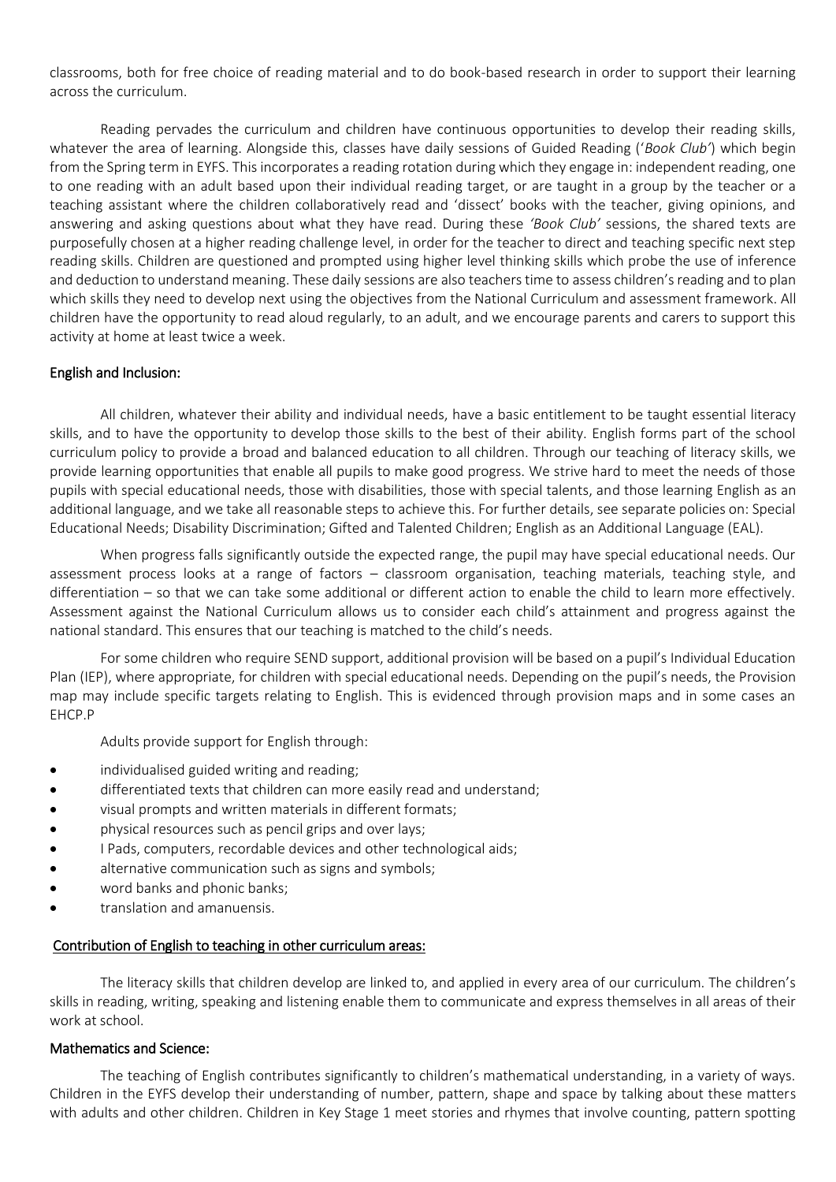classrooms, both for free choice of reading material and to do book-based research in order to support their learning across the curriculum.

Reading pervades the curriculum and children have continuous opportunities to develop their reading skills, whatever the area of learning. Alongside this, classes have daily sessions of Guided Reading ('*Book Club'*) which begin from the Spring term in EYFS. This incorporates a reading rotation during which they engage in: independent reading, one to one reading with an adult based upon their individual reading target, or are taught in a group by the teacher or a teaching assistant where the children collaboratively read and 'dissect' books with the teacher, giving opinions, and answering and asking questions about what they have read. During these *'Book Club'* sessions, the shared texts are purposefully chosen at a higher reading challenge level, in order for the teacher to direct and teaching specific next step reading skills. Children are questioned and prompted using higher level thinking skills which probe the use of inference and deduction to understand meaning. These daily sessions are also teachers time to assess children's reading and to plan which skills they need to develop next using the objectives from the National Curriculum and assessment framework. All children have the opportunity to read aloud regularly, to an adult, and we encourage parents and carers to support this activity at home at least twice a week.

## English and Inclusion:

All children, whatever their ability and individual needs, have a basic entitlement to be taught essential literacy skills, and to have the opportunity to develop those skills to the best of their ability. English forms part of the school curriculum policy to provide a broad and balanced education to all children. Through our teaching of literacy skills, we provide learning opportunities that enable all pupils to make good progress. We strive hard to meet the needs of those pupils with special educational needs, those with disabilities, those with special talents, and those learning English as an additional language, and we take all reasonable steps to achieve this. For further details, see separate policies on: Special Educational Needs; Disability Discrimination; Gifted and Talented Children; English as an Additional Language (EAL).

When progress falls significantly outside the expected range, the pupil may have special educational needs. Our assessment process looks at a range of factors – classroom organisation, teaching materials, teaching style, and differentiation – so that we can take some additional or different action to enable the child to learn more effectively. Assessment against the National Curriculum allows us to consider each child's attainment and progress against the national standard. This ensures that our teaching is matched to the child's needs.

For some children who require SEND support, additional provision will be based on a pupil's Individual Education Plan (IEP), where appropriate, for children with special educational needs. Depending on the pupil's needs, the Provision map may include specific targets relating to English. This is evidenced through provision maps and in some cases an EHCP.P

Adults provide support for English through:

- individualised guided writing and reading;
- differentiated texts that children can more easily read and understand;
- visual prompts and written materials in different formats;
- physical resources such as pencil grips and over lays;
- I Pads, computers, recordable devices and other technological aids;
- alternative communication such as signs and symbols;
- word banks and phonic banks;
- translation and amanuensis.

## Contribution of English to teaching in other curriculum areas:

The literacy skills that children develop are linked to, and applied in every area of our curriculum. The children's skills in reading, writing, speaking and listening enable them to communicate and express themselves in all areas of their work at school.

## Mathematics and Science:

The teaching of English contributes significantly to children's mathematical understanding, in a variety of ways. Children in the EYFS develop their understanding of number, pattern, shape and space by talking about these matters with adults and other children. Children in Key Stage 1 meet stories and rhymes that involve counting, pattern spotting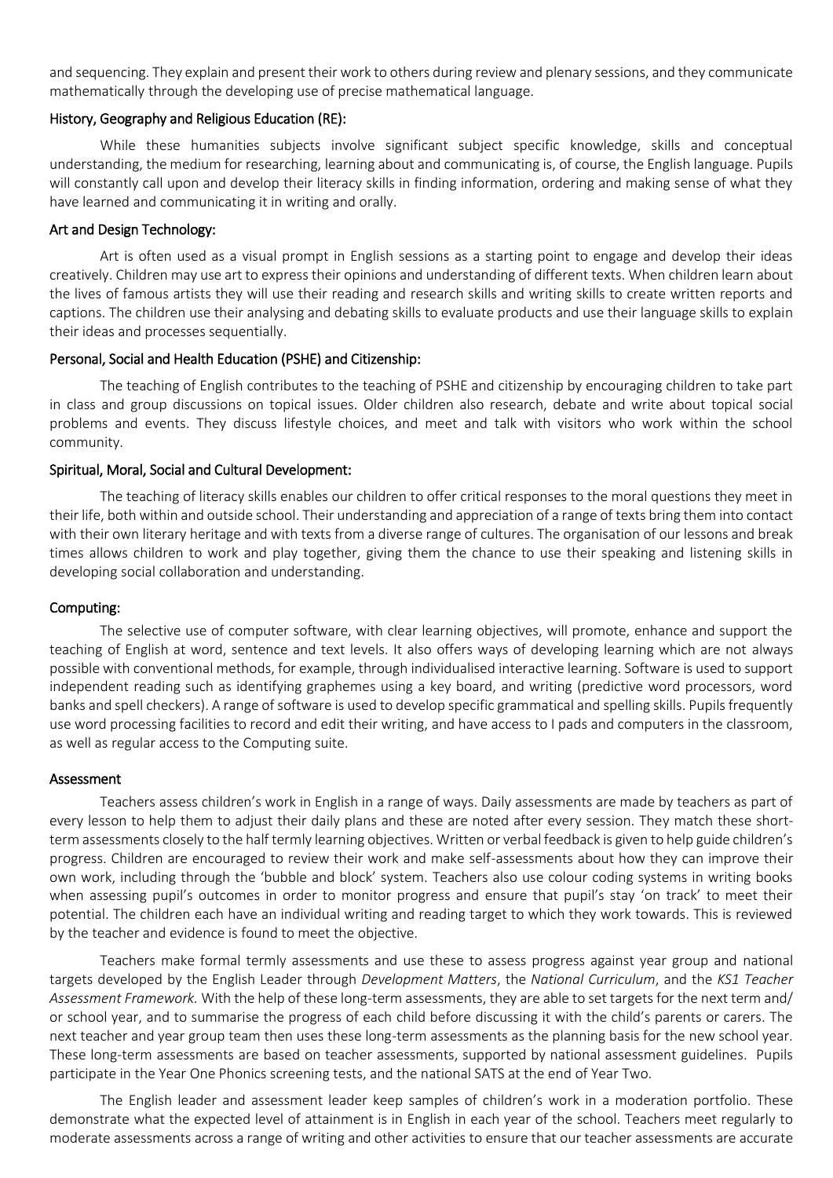and sequencing. They explain and present their work to others during review and plenary sessions, and they communicate mathematically through the developing use of precise mathematical language.

### History, Geography and Religious Education (RE):

While these humanities subjects involve significant subject specific knowledge, skills and conceptual understanding, the medium for researching, learning about and communicating is, of course, the English language. Pupils will constantly call upon and develop their literacy skills in finding information, ordering and making sense of what they have learned and communicating it in writing and orally.

### Art and Design Technology:

Art is often used as a visual prompt in English sessions as a starting point to engage and develop their ideas creatively. Children may use art to express their opinions and understanding of different texts. When children learn about the lives of famous artists they will use their reading and research skills and writing skills to create written reports and captions. The children use their analysing and debating skills to evaluate products and use their language skills to explain their ideas and processes sequentially.

### Personal, Social and Health Education (PSHE) and Citizenship:

The teaching of English contributes to the teaching of PSHE and citizenship by encouraging children to take part in class and group discussions on topical issues. Older children also research, debate and write about topical social problems and events. They discuss lifestyle choices, and meet and talk with visitors who work within the school community.

### Spiritual, Moral, Social and Cultural Development:

The teaching of literacy skills enables our children to offer critical responses to the moral questions they meet in their life, both within and outside school. Their understanding and appreciation of a range of texts bring them into contact with their own literary heritage and with texts from a diverse range of cultures. The organisation of our lessons and break times allows children to work and play together, giving them the chance to use their speaking and listening skills in developing social collaboration and understanding.

### Computing:

The selective use of computer software, with clear learning objectives, will promote, enhance and support the teaching of English at word, sentence and text levels. It also offers ways of developing learning which are not always possible with conventional methods, for example, through individualised interactive learning. Software is used to support independent reading such as identifying graphemes using a key board, and writing (predictive word processors, word banks and spell checkers). A range of software is used to develop specific grammatical and spelling skills. Pupils frequently use word processing facilities to record and edit their writing, and have access to I pads and computers in the classroom, as well as regular access to the Computing suite.

### Assessment

Teachers assess children's work in English in a range of ways. Daily assessments are made by teachers as part of every lesson to help them to adjust their daily plans and these are noted after every session. They match these short-term assessments closely to the half termly learning objectives. Written or verbal feedback is given to help guide children's progress. Children are encouraged to review their work and make self-assessments about how they can improve their own work, including through the 'bubble and block' system. Teachers also use colour coding systems in writing books when assessing pupil's outcomes in order to monitor progress and ensure that pupil's stay 'on track' to meet their potential. The children each have an individual writing and reading target to which they work towards. This is reviewed by the teacher and evidence is found to meet the objective.

Teachers make formal termly assessments and use these to assess progress against year group and national targets developed by the English Leader through *Development Matters*, the *National Curriculum*, and the *KS1 Teacher Assessment Framework.* With the help of these long-term assessments, they are able to set targets for the next term and/ or school year, and to summarise the progress of each child before discussing it with the child's parents or carers. The next teacher and year group team then uses these long-term assessments as the planning basis for the new school year. These long-term assessments are based on teacher assessments, supported by national assessment guidelines. Pupils participate in the Year One Phonics screening tests, and the national SATS at the end of Year Two.

The English leader and assessment leader keep samples of children's work in a moderation portfolio. These demonstrate what the expected level of attainment is in English in each year of the school. Teachers meet regularly to moderate assessments across a range of writing and other activities to ensure that our teacher assessments are accurate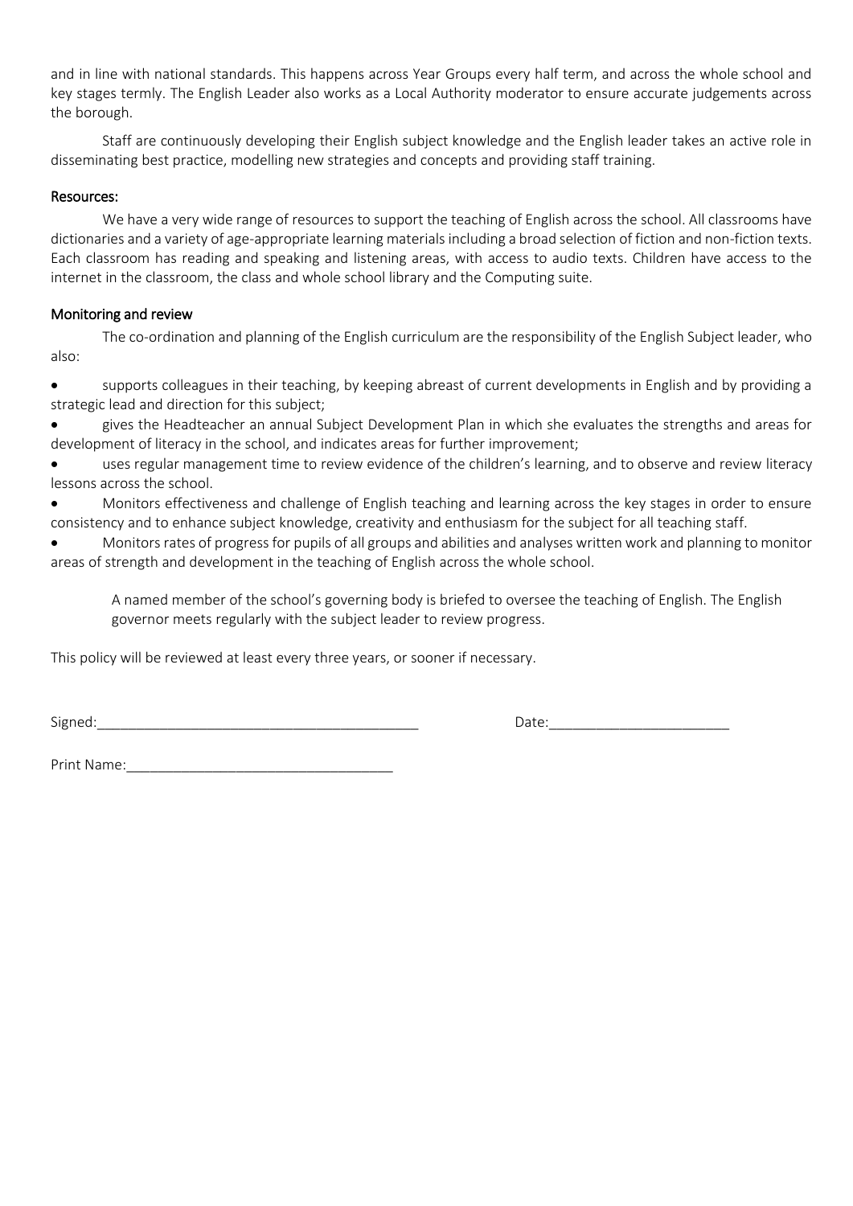and in line with national standards. This happens across Year Groups every half term, and across the whole school and key stages termly. The English Leader also works as a Local Authority moderator to ensure accurate judgements across the borough.

Staff are continuously developing their English subject knowledge and the English leader takes an active role in disseminating best practice, modelling new strategies and concepts and providing staff training.

## Resources:

We have a very wide range of resources to support the teaching of English across the school. All classrooms have dictionaries and a variety of age-appropriate learning materials including a broad selection of fiction and non-fiction texts. Each classroom has reading and speaking and listening areas, with access to audio texts. Children have access to the internet in the classroom, the class and whole school library and the Computing suite.

## Monitoring and review

The co-ordination and planning of the English curriculum are the responsibility of the English Subject leader, who also:

- supports colleagues in their teaching, by keeping abreast of current developments in English and by providing a strategic lead and direction for this subject;
- gives the Headteacher an annual Subject Development Plan in which she evaluates the strengths and areas for development of literacy in the school, and indicates areas for further improvement;
- uses regular management time to review evidence of the children's learning, and to observe and review literacy lessons across the school.
- Monitors effectiveness and challenge of English teaching and learning across the key stages in order to ensure consistency and to enhance subject knowledge, creativity and enthusiasm for the subject for all teaching staff.
- Monitors rates of progress for pupils of all groups and abilities and analyses written work and planning to monitor areas of strength and development in the teaching of English across the whole school.

A named member of the school's governing body is briefed to oversee the teaching of English. The English governor meets regularly with the subject leader to review progress.

This policy will be reviewed at least every three years, or sooner if necessary.

Signed:\_\_\_\_\_\_\_\_\_\_\_\_\_\_\_\_\_\_\_\_\_\_\_\_\_\_\_\_\_\_\_\_\_\_\_\_\_\_\_\_\_\_ Date:\_\_\_\_\_\_\_\_\_\_\_\_\_\_\_\_\_\_\_\_\_\_\_\_

Print Name:\_\_\_\_\_\_\_\_\_\_\_\_\_\_\_\_\_\_\_\_\_\_\_\_\_\_\_\_\_\_\_\_\_\_\_